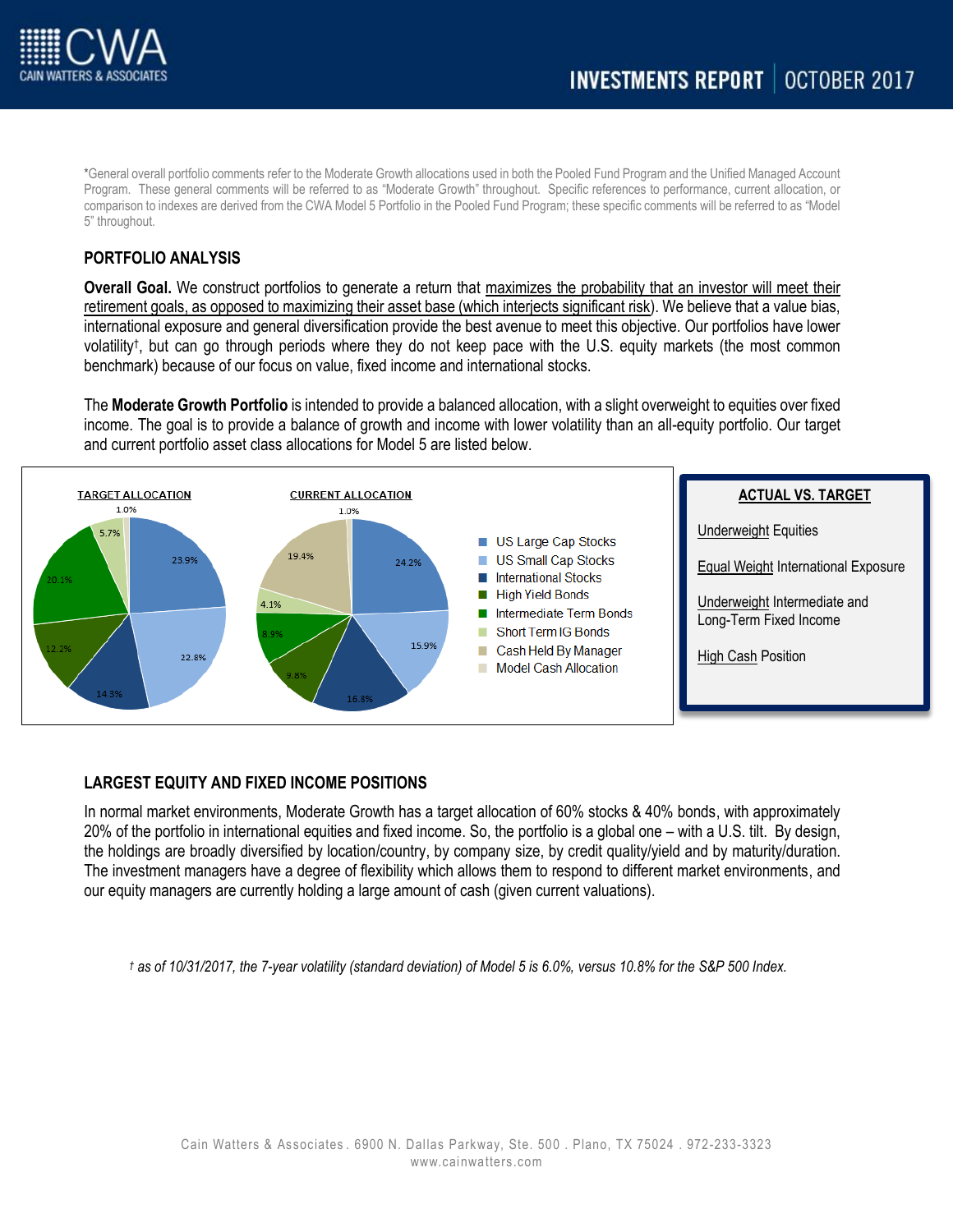*General overall portfolio comments refer to the Moderate Growth allocations used in both the Pooled Fund Program and the Unified Managed Account Program. These general comments will be referred to as "Moderate Growth" throughout. Specific references to performance, current allocation, or comparison to indexes are derived from the CWA Model 5 Portfolio in the Pooled Fund Program; these specific comments will be referred to as "Model 5" throughout.

## PORTFOLIO ANALYSIS

**Overall Goal.** We construct portfolios to generate a return that maximizes the probability that an investor will meet their retirement goals, as opposed to maximizing their asset base (which interjects significant risk). We believe that a value bias, international exposure and general diversification provide the best avenue to meet this objective. Our portfolios have lower volatility†, but can go through periods where they do not keep pace with the U.S. equity markets (the most common benchmark) because of our focus on value, fixed income and international stocks.

The **Moderate Growth Portfolio** is intended to provide a balanced allocation, with a slight overweight to equities over fixed income. The goal is to provide a balance of growth and income with lower volatility than an all-equity portfolio. Our target and current portfolio asset class allocations for Model 5 are listed below.

| Asset Class | Target Allocation | Current Allocation |
| --- | --- | --- |
| US Large Cap Stocks | 23.9% | 24.2% |
| US Small Cap Stocks | 22.8% | 15.9% |
| International Stocks | 14.3% | 16.8% |
| High Yield Bonds | 12.2% | 9.8% |
| Intermediate Term Bonds | 20.1% | 8.9% |
| Short Term IG Bonds | 5.7% | 4.1% |
| Cash Held By Manager | | 19.4% |
| Model Cash Allocation | 1.0% | 1.0% |

**ACTUAL VS. TARGET**

Underweight Equities

Equal Weight International Exposure

Underweight Intermediate and Long-Term Fixed Income

High Cash Position

## LARGEST EQUITY AND FIXED INCOME POSITIONS

In normal market environments, Moderate Growth has a target allocation of 60% stocks & 40% bonds, with approximately 20% of the portfolio in international equities and fixed income. So, the portfolio is a global one – with a U.S. tilt. By design, the holdings are broadly diversified by location/country, by company size, by credit quality/yield and by maturity/duration. The investment managers have a degree of flexibility which allows them to respond to different market environments, and our equity managers are currently holding a large amount of cash (given current valuations).

*† as of 10/31/2017, the 7-year volatility (standard deviation) of Model 5 is 6.0%, versus 10.8% for the S&P 500 Index.*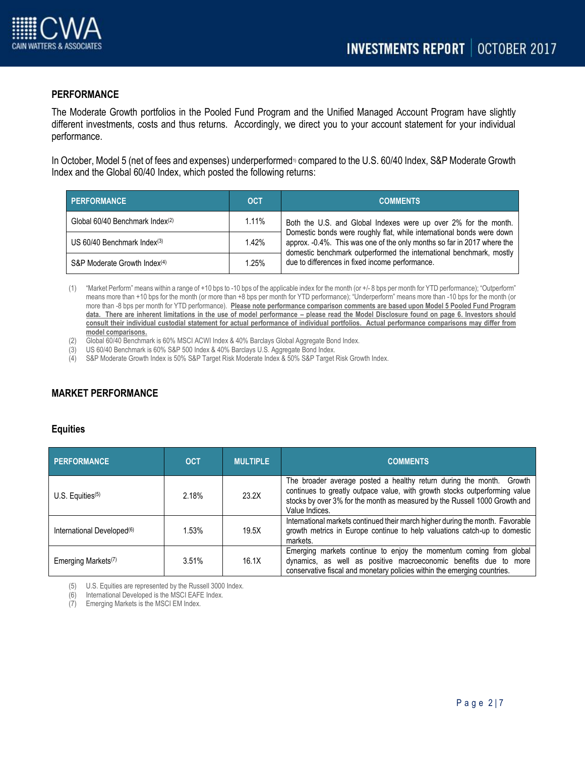## PERFORMANCE

The Moderate Growth portfolios in the Pooled Fund Program and the Unified Managed Account Program have slightly different investments, costs and thus returns. Accordingly, we direct you to your account statement for your individual performance.

In October, Model 5 (net of fees and expenses) underperformed[1] compared to the U.S. 60/40 Index, S&P Moderate Growth Index and the Global 60/40 Index, which posted the following returns:

| PERFORMANCE | OCT | COMMENTS |
|---|---|---|
| Global 60/40 Benchmark Index[2] | 1.11% | Both the U.S. and Global Indexes were up over 2% for the month. Domestic bonds were roughly flat, while international bonds were down approx. -0.4%. This was one of the only months so far in 2017 where the domestic benchmark outperformed the international benchmark, mostly due to differences in fixed income performance. |
| US 60/40 Benchmark Index[3] | 1.42% | |
| S&P Moderate Growth Index[4] | 1.25% | |

(1) "Market Perform" means within a range of +10 bps to -10 bps of the applicable index for the month (or +/- 8 bps per month for YTD performance); "Outperform" means more than +10 bps for the month (or more than +8 bps per month for YTD performance); "Underperform" means more than -10 bps for the month (or more than -8 bps per month for YTD performance). **Please note performance comparison comments are based upon Model 5 Pooled Fund Program data. There are inherent limitations in the use of model performance – please read the Model Disclosure found on page 6. Investors should consult their individual custodial statement for actual performance of individual portfolios. Actual performance comparisons may differ from model comparisons.**

(2) Global 60/40 Benchmark is 60% MSCI ACWI Index & 40% Barclays Global Aggregate Bond Index.

(3) US 60/40 Benchmark is 60% S&P 500 Index & 40% Barclays U.S. Aggregate Bond Index.

(4) S&P Moderate Growth Index is 50% S&P Target Risk Moderate Index & 50% S&P Target Risk Growth Index.

## MARKET PERFORMANCE

### Equities

| PERFORMANCE | OCT | MULTIPLE | COMMENTS |
|---|---|---|---|
| U.S. Equities[5] | 2.18% | 23.2X | The broader average posted a healthy return during the month. Growth continues to greatly outpace value, with growth stocks outperforming value stocks by over 3% for the month as measured by the Russell 1000 Growth and Value Indices. |
| International Developed[6] | 1.53% | 19.5X | International markets continued their march higher during the month. Favorable growth metrics in Europe continue to help valuations catch-up to domestic markets. |
| Emerging Markets[7] | 3.51% | 16.1X | Emerging markets continue to enjoy the momentum coming from global dynamics, as well as positive macroeconomic benefits due to more conservative fiscal and monetary policies within the emerging countries. |

(5) U.S. Equities are represented by the Russell 3000 Index.

(6) International Developed is the MSCI EAFE Index.

(7) Emerging Markets is the MSCI EM Index.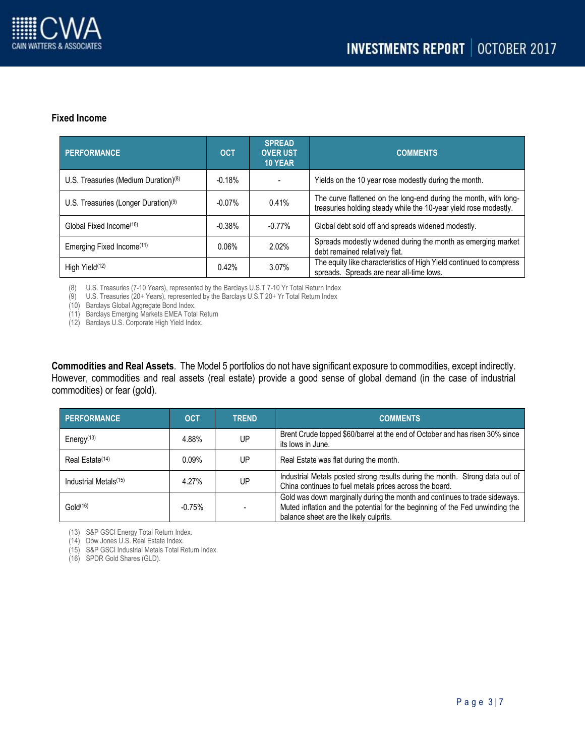### Fixed Income

| PERFORMANCE | OCT | SPREAD OVER UST 10 YEAR | COMMENTS |
|---|---|---|---|
| U.S. Treasuries (Medium Duration)[8] | -0.18% | - | Yields on the 10 year rose modestly during the month. |
| U.S. Treasuries (Longer Duration)[9] | -0.07% | 0.41% | The curve flattened on the long-end during the month, with long-treasuries holding steady while the 10-year yield rose modestly. |
| Global Fixed Income[10] | -0.38% | -0.77% | Global debt sold off and spreads widened modestly. |
| Emerging Fixed Income[11] | 0.06% | 2.02% | Spreads modestly widened during the month as emerging market debt remained relatively flat. |
| High Yield[12] | 0.42% | 3.07% | The equity like characteristics of High Yield continued to compress spreads. Spreads are near all-time lows. |

(8) U.S. Treasuries (7-10 Years), represented by the Barclays U.S.T 7-10 Yr Total Return Index
(9) U.S. Treasuries (20+ Years), represented by the Barclays U.S.T 20+ Yr Total Return Index
(10) Barclays Global Aggregate Bond Index.
(11) Barclays Emerging Markets EMEA Total Return
(12) Barclays U.S. Corporate High Yield Index.

**Commodities and Real Assets**. The Model 5 portfolios do not have significant exposure to commodities, except indirectly. However, commodities and real assets (real estate) provide a good sense of global demand (in the case of industrial commodities) or fear (gold).

| PERFORMANCE | OCT | TREND | COMMENTS |
|---|---|---|---|
| Energy[13] | 4.88% | UP | Brent Crude topped $60/barrel at the end of October and has risen 30% since its lows in June. |
| Real Estate[14] | 0.09% | UP | Real Estate was flat during the month. |
| Industrial Metals[15] | 4.27% | UP | Industrial Metals posted strong results during the month. Strong data out of China continues to fuel metals prices across the board. |
| Gold[16] | -0.75% | - | Gold was down marginally during the month and continues to trade sideways. Muted inflation and the potential for the beginning of the Fed unwinding the balance sheet are the likely culprits. |

(13) S&P GSCI Energy Total Return Index.
(14) Dow Jones U.S. Real Estate Index.
(15) S&P GSCI Industrial Metals Total Return Index.
(16) SPDR Gold Shares (GLD).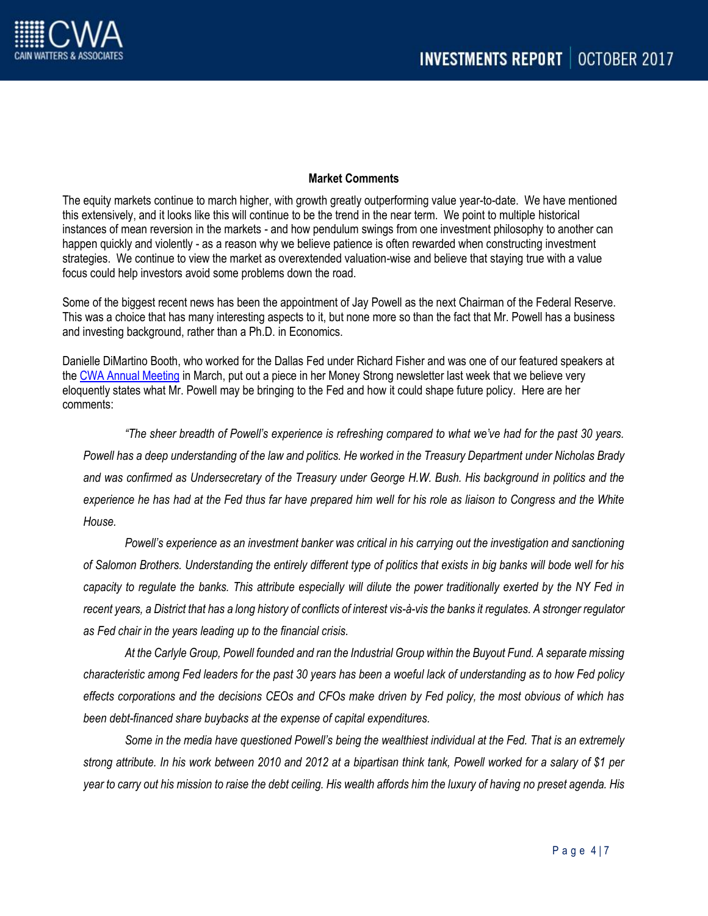### Market Comments

The equity markets continue to march higher, with growth greatly outperforming value year-to-date. We have mentioned this extensively, and it looks like this will continue to be the trend in the near term. We point to multiple historical instances of mean reversion in the markets - and how pendulum swings from one investment philosophy to another can happen quickly and violently - as a reason why we believe patience is often rewarded when constructing investment strategies. We continue to view the market as overextended valuation-wise and believe that staying true with a value focus could help investors avoid some problems down the road.

Some of the biggest recent news has been the appointment of Jay Powell as the next Chairman of the Federal Reserve. This was a choice that has many interesting aspects to it, but none more so than the fact that Mr. Powell has a business and investing background, rather than a Ph.D. in Economics.

Danielle DiMartino Booth, who worked for the Dallas Fed under Richard Fisher and was one of our featured speakers at the CWA Annual Meeting in March, put out a piece in her Money Strong newsletter last week that we believe very eloquently states what Mr. Powell may be bringing to the Fed and how it could shape future policy. Here are her comments:

> *"The sheer breadth of Powell's experience is refreshing compared to what we've had for the past 30 years. Powell has a deep understanding of the law and politics. He worked in the Treasury Department under Nicholas Brady and was confirmed as Undersecretary of the Treasury under George H.W. Bush. His background in politics and the experience he has had at the Fed thus far have prepared him well for his role as liaison to Congress and the White House.*
>
> *Powell's experience as an investment banker was critical in his carrying out the investigation and sanctioning of Salomon Brothers. Understanding the entirely different type of politics that exists in big banks will bode well for his capacity to regulate the banks. This attribute especially will dilute the power traditionally exerted by the NY Fed in recent years, a District that has a long history of conflicts of interest vis-à-vis the banks it regulates. A stronger regulator as Fed chair in the years leading up to the financial crisis.*
>
> *At the Carlyle Group, Powell founded and ran the Industrial Group within the Buyout Fund. A separate missing characteristic among Fed leaders for the past 30 years has been a woeful lack of understanding as to how Fed policy effects corporations and the decisions CEOs and CFOs make driven by Fed policy, the most obvious of which has been debt-financed share buybacks at the expense of capital expenditures.*
>
> *Some in the media have questioned Powell's being the wealthiest individual at the Fed. That is an extremely strong attribute. In his work between 2010 and 2012 at a bipartisan think tank, Powell worked for a salary of $1 per year to carry out his mission to raise the debt ceiling. His wealth affords him the luxury of having no preset agenda. His*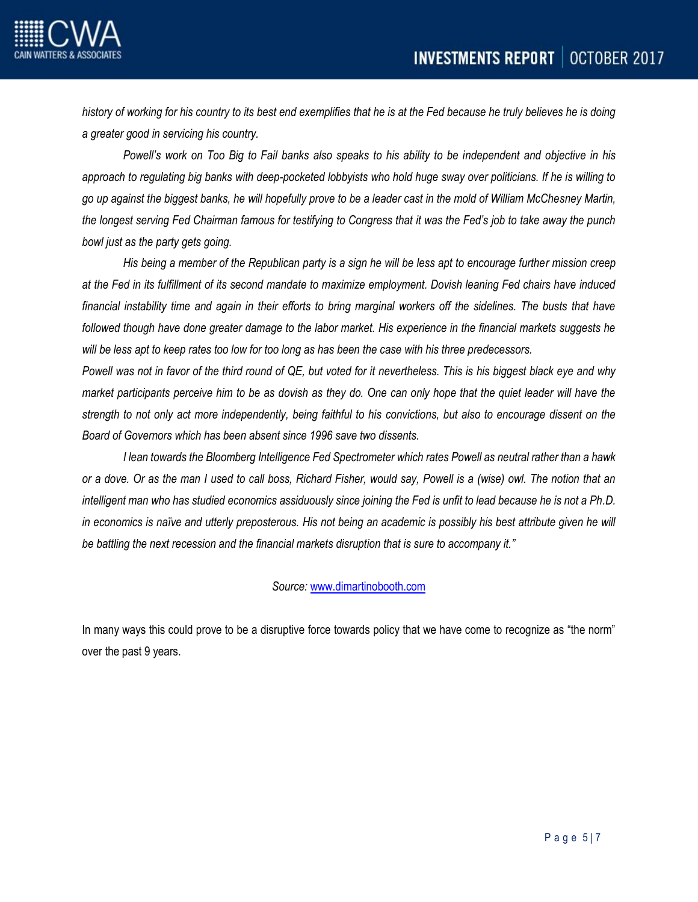*history of working for his country to its best end exemplifies that he is at the Fed because he truly believes he is doing a greater good in servicing his country.*

*Powell's work on Too Big to Fail banks also speaks to his ability to be independent and objective in his approach to regulating big banks with deep-pocketed lobbyists who hold huge sway over politicians. If he is willing to go up against the biggest banks, he will hopefully prove to be a leader cast in the mold of William McChesney Martin, the longest serving Fed Chairman famous for testifying to Congress that it was the Fed's job to take away the punch bowl just as the party gets going.*

*His being a member of the Republican party is a sign he will be less apt to encourage further mission creep at the Fed in its fulfillment of its second mandate to maximize employment. Dovish leaning Fed chairs have induced financial instability time and again in their efforts to bring marginal workers off the sidelines. The busts that have followed though have done greater damage to the labor market. His experience in the financial markets suggests he will be less apt to keep rates too low for too long as has been the case with his three predecessors.*

*Powell was not in favor of the third round of QE, but voted for it nevertheless. This is his biggest black eye and why market participants perceive him to be as dovish as they do. One can only hope that the quiet leader will have the strength to not only act more independently, being faithful to his convictions, but also to encourage dissent on the Board of Governors which has been absent since 1996 save two dissents.*

*I lean towards the Bloomberg Intelligence Fed Spectrometer which rates Powell as neutral rather than a hawk or a dove. Or as the man I used to call boss, Richard Fisher, would say, Powell is a (wise) owl. The notion that an intelligent man who has studied economics assiduously since joining the Fed is unfit to lead because he is not a Ph.D. in economics is naïve and utterly preposterous. His not being an academic is possibly his best attribute given he will be battling the next recession and the financial markets disruption that is sure to accompany it."*

*Source:* www.dimartinobooth.com

In many ways this could prove to be a disruptive force towards policy that we have come to recognize as "the norm" over the past 9 years.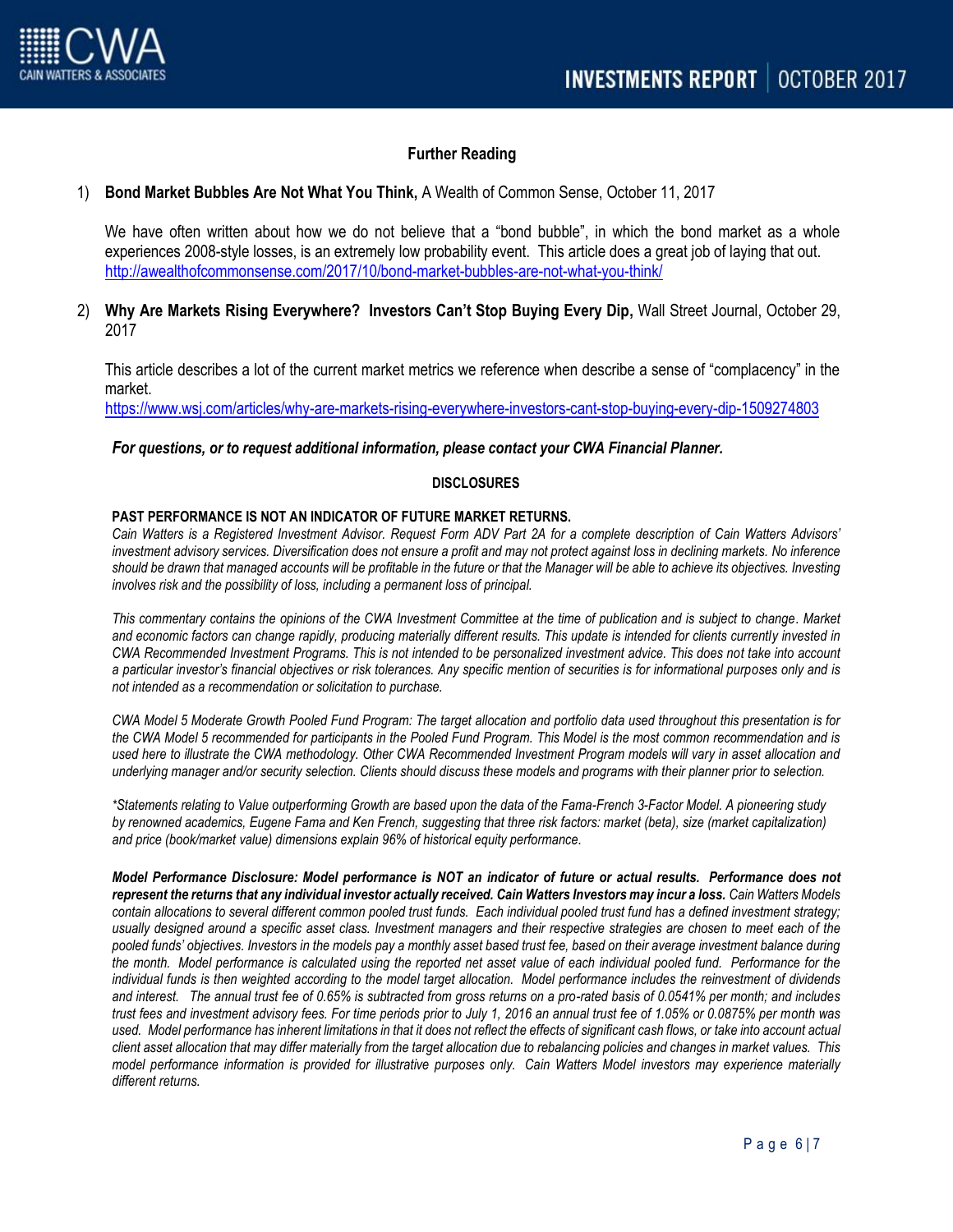## Further Reading

1) **Bond Market Bubbles Are Not What You Think,** A Wealth of Common Sense, October 11, 2017

   We have often written about how we do not believe that a "bond bubble", in which the bond market as a whole experiences 2008-style losses, is an extremely low probability event. This article does a great job of laying that out.
   http://awealthofcommonsense.com/2017/10/bond-market-bubbles-are-not-what-you-think/

2) **Why Are Markets Rising Everywhere? Investors Can't Stop Buying Every Dip,** Wall Street Journal, October 29, 2017

   This article describes a lot of the current market metrics we reference when describe a sense of "complacency" in the market.
   https://www.wsj.com/articles/why-are-markets-rising-everywhere-investors-cant-stop-buying-every-dip-1509274803

***For questions, or to request additional information, please contact your CWA Financial Planner.***

### DISCLOSURES

**PAST PERFORMANCE IS NOT AN INDICATOR OF FUTURE MARKET RETURNS.**
*Cain Watters is a Registered Investment Advisor. Request Form ADV Part 2A for a complete description of Cain Watters Advisors' investment advisory services. Diversification does not ensure a profit and may not protect against loss in declining markets. No inference should be drawn that managed accounts will be profitable in the future or that the Manager will be able to achieve its objectives. Investing involves risk and the possibility of loss, including a permanent loss of principal.*

*This commentary contains the opinions of the CWA Investment Committee at the time of publication and is subject to change. Market and economic factors can change rapidly, producing materially different results. This update is intended for clients currently invested in CWA Recommended Investment Programs. This is not intended to be personalized investment advice. This does not take into account a particular investor's financial objectives or risk tolerances. Any specific mention of securities is for informational purposes only and is not intended as a recommendation or solicitation to purchase.*

*CWA Model 5 Moderate Growth Pooled Fund Program: The target allocation and portfolio data used throughout this presentation is for the CWA Model 5 recommended for participants in the Pooled Fund Program. This Model is the most common recommendation and is used here to illustrate the CWA methodology. Other CWA Recommended Investment Program models will vary in asset allocation and underlying manager and/or security selection. Clients should discuss these models and programs with their planner prior to selection.*

*\*Statements relating to Value outperforming Growth are based upon the data of the Fama-French 3-Factor Model. A pioneering study by renowned academics, Eugene Fama and Ken French, suggesting that three risk factors: market (beta), size (market capitalization) and price (book/market value) dimensions explain 96% of historical equity performance.*

***Model Performance Disclosure: Model performance is NOT an indicator of future or actual results. Performance does not represent the returns that any individual investor actually received. Cain Watters Investors may incur a loss.*** *Cain Watters Models contain allocations to several different common pooled trust funds. Each individual pooled trust fund has a defined investment strategy; usually designed around a specific asset class. Investment managers and their respective strategies are chosen to meet each of the pooled funds' objectives. Investors in the models pay a monthly asset based trust fee, based on their average investment balance during the month. Model performance is calculated using the reported net asset value of each individual pooled fund. Performance for the individual funds is then weighted according to the model target allocation. Model performance includes the reinvestment of dividends and interest. The annual trust fee of 0.65% is subtracted from gross returns on a pro-rated basis of 0.0541% per month; and includes trust fees and investment advisory fees. For time periods prior to July 1, 2016 an annual trust fee of 1.05% or 0.0875% per month was used. Model performance has inherent limitations in that it does not reflect the effects of significant cash flows, or take into account actual client asset allocation that may differ materially from the target allocation due to rebalancing policies and changes in market values. This model performance information is provided for illustrative purposes only. Cain Watters Model investors may experience materially different returns.*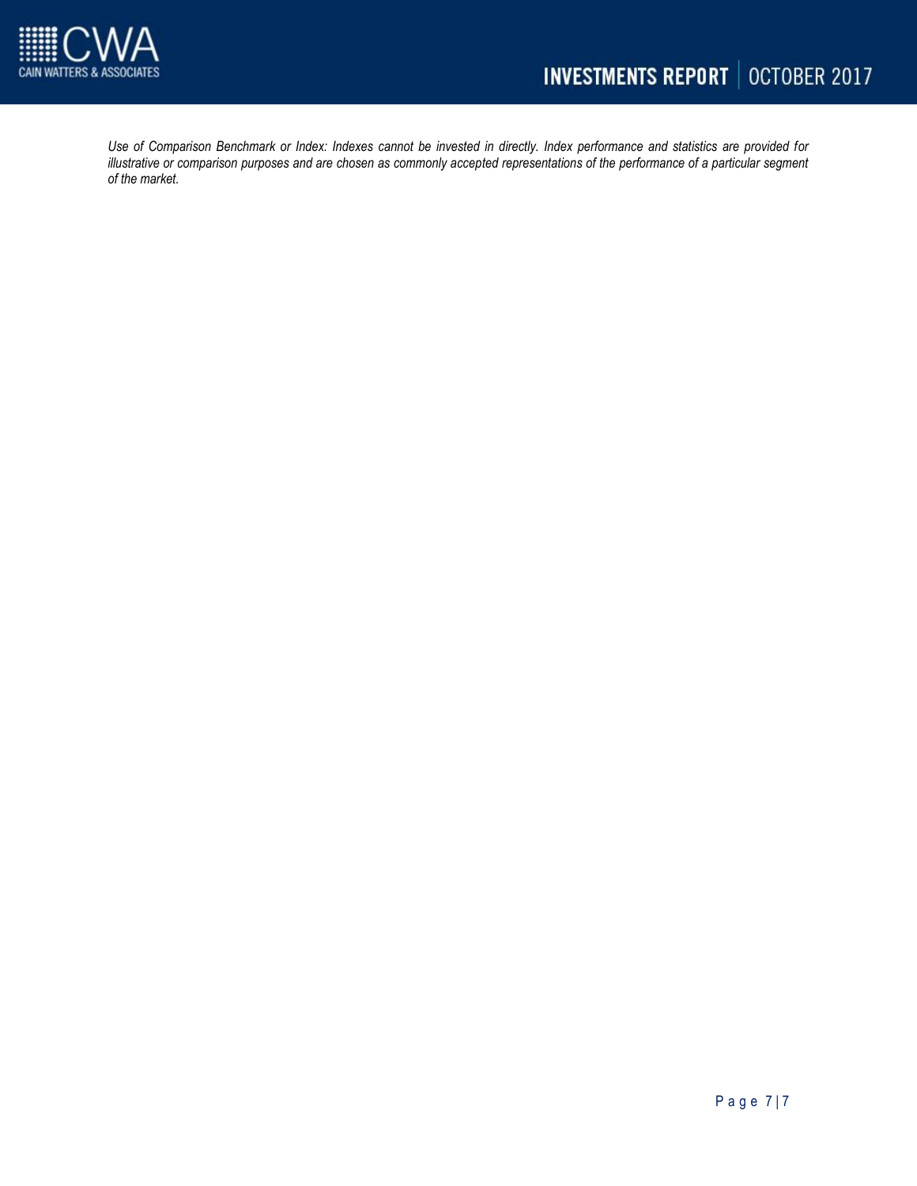*Use of Comparison Benchmark or Index: Indexes cannot be invested in directly. Index performance and statistics are provided for illustrative or comparison purposes and are chosen as commonly accepted representations of the performance of a particular segment of the market.*